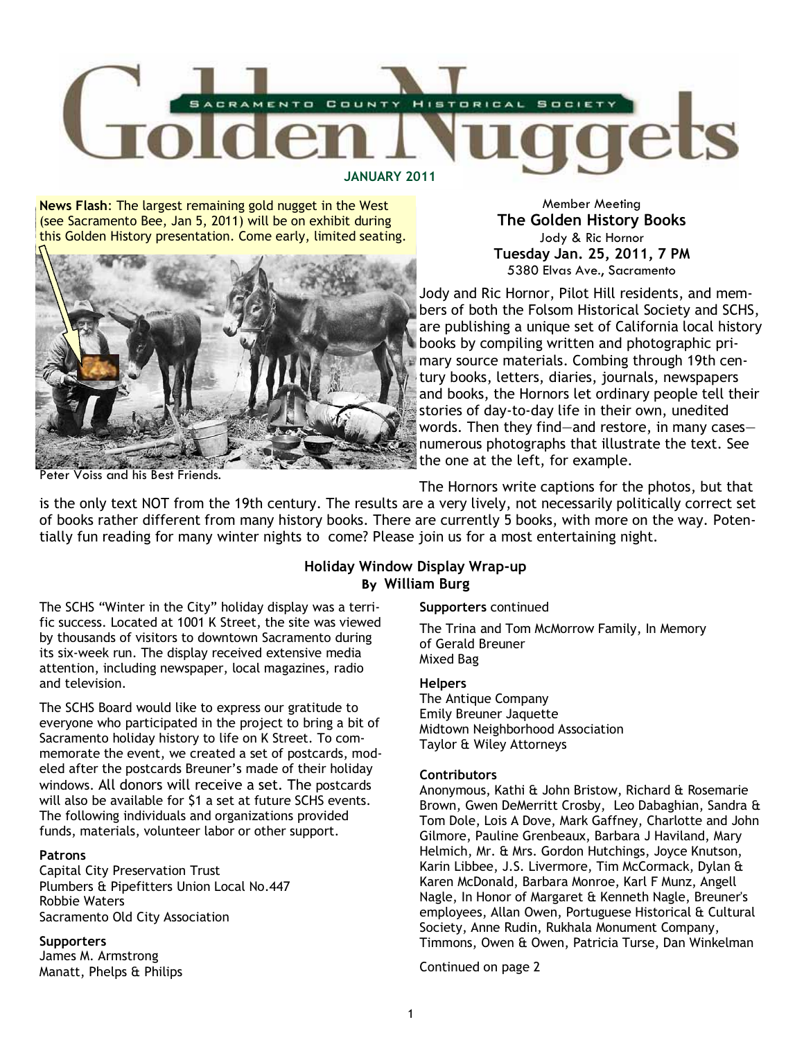# Golden Nuggets

SACRAMENTO COUNTY HISTORICAL SOCIETY

**JANUARY 2011**

**News Flash**: The largest remaining gold nugget in the West (see Sacramento Bee, Jan 5, 2011) will be on exhibit during this Golden History presentation. Come early, limited seating.

Peter Voiss and his Best Friends.

Member Meeting

**The Golden History Books**

Jody & Ric Hornor

**Tuesday Jan. 25, 2011, 7 PM**

5380 Elvas Ave., Sacramento

Jody and Ric Hornor, Pilot Hill residents, and members of both the Folsom Historical Society and SCHS, are publishing a unique set of California local history books by compiling written and photographic primary source materials. Combing through 19th century books, letters, diaries, journals, newspapers and books, the Hornors let ordinary people tell their stories of day-to-day life in their own, unedited words. Then they find—and restore, in many cases—numerous photographs that illustrate the text. See the one at the left, for example.

The Hornors write captions for the photos, but that is the only text NOT from the 19th century. The results are a very lively, not necessarily politically correct set of books rather different from many history books. There are currently 5 books, with more on the way. Potentially fun reading for many winter nights to come? Please join us for a most entertaining night.

## Holiday Window Display Wrap-up

**By William Burg**

The SCHS "Winter in the City" holiday display was a terrific success. Located at 1001 K Street, the site was viewed by thousands of visitors to downtown Sacramento during its six-week run. The display received extensive media attention, including newspaper, local magazines, radio and television.

The SCHS Board would like to express our gratitude to everyone who participated in the project to bring a bit of Sacramento holiday history to life on K Street. To commemorate the event, we created a set of postcards, modeled after the postcards Breuner's made of their holiday windows. All donors will receive a set. The postcards will also be available for $1 a set at future SCHS events. The following individuals and organizations provided funds, materials, volunteer labor or other support.

**Patrons**

Capital City Preservation Trust
Plumbers & Pipefitters Union Local No.447
Robbie Waters
Sacramento Old City Association

**Supporters**

James M. Armstrong
Manatt, Phelps & Philips

**Supporters** continued

The Trina and Tom McMorrow Family, In Memory of Gerald Breuner
Mixed Bag

**Helpers**

The Antique Company
Emily Breuner Jaquette
Midtown Neighborhood Association
Taylor & Wiley Attorneys

**Contributors**

Anonymous, Kathi & John Bristow, Richard & Rosemarie Brown, Gwen DeMerritt Crosby, Leo Dabaghian, Sandra & Tom Dole, Lois A Dove, Mark Gaffney, Charlotte and John Gilmore, Pauline Grenbeaux, Barbara J Haviland, Mary Helmich, Mr. & Mrs. Gordon Hutchings, Joyce Knutson, Karin Libbee, J.S. Livermore, Tim McCormack, Dylan & Karen McDonald, Barbara Monroe, Karl F Munz, Angell Nagle, In Honor of Margaret & Kenneth Nagle, Breuner's employees, Allan Owen, Portuguese Historical & Cultural Society, Anne Rudin, Rukhala Monument Company, Timmons, Owen & Owen, Patricia Turse, Dan Winkelman

Continued on page 2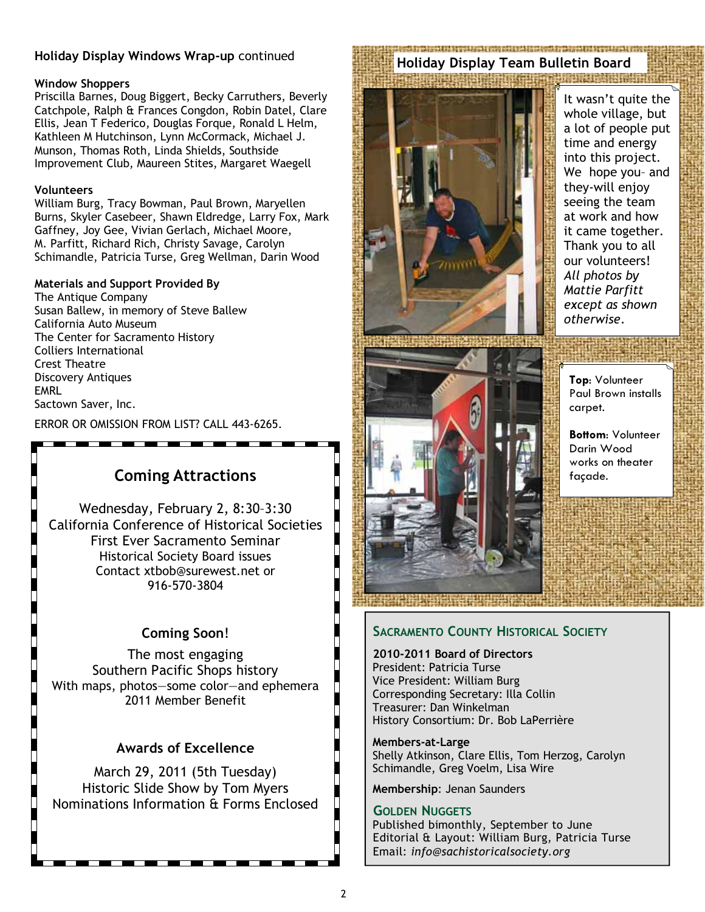**Holiday Display Windows Wrap-up** continued

**Window Shoppers**
Priscilla Barnes, Doug Biggert, Becky Carruthers, Beverly Catchpole, Ralph & Frances Congdon, Robin Datel, Clare Ellis, Jean T Federico, Douglas Forque, Ronald L Helm, Kathleen M Hutchinson, Lynn McCormack, Michael J. Munson, Thomas Roth, Linda Shields, Southside Improvement Club, Maureen Stites, Margaret Waegell

**Volunteers**
William Burg, Tracy Bowman, Paul Brown, Maryellen Burns, Skyler Casebeer, Shawn Eldredge, Larry Fox, Mark Gaffney, Joy Gee, Vivian Gerlach, Michael Moore, M. Parfitt, Richard Rich, Christy Savage, Carolyn Schimandle, Patricia Turse, Greg Wellman, Darin Wood

**Materials and Support Provided By**
The Antique Company
Susan Ballew, in memory of Steve Ballew
California Auto Museum
The Center for Sacramento History
Colliers International
Crest Theatre
Discovery Antiques
EMRL
Sactown Saver, Inc.

ERROR OR OMISSION FROM LIST? CALL 443-6265.

## Coming Attractions

Wednesday, February 2, 8:30–3:30
California Conference of Historical Societies
First Ever Sacramento Seminar
Historical Society Board issues
Contact xtbob@surewest.net or
916-570-3804

### Coming Soon!

The most engaging
Southern Pacific Shops history
With maps, photos—some color—and ephemera
2011 Member Benefit

### Awards of Excellence

March 29, 2011 (5th Tuesday)
Historic Slide Show by Tom Myers
Nominations Information & Forms Enclosed

## Holiday Display Team Bulletin Board

It wasn't quite the whole village, but a lot of people put time and energy into this project. We hope you– and they-will enjoy seeing the team at work and how it came together. Thank you to all our volunteers! *All photos by Mattie Parfitt except as shown otherwise.*

**Top**: Volunteer Paul Brown installs carpet.

**Bottom**: Volunteer Darin Wood works on theater façade.

## Sacramento County Historical Society

**2010-2011 Board of Directors**
President: Patricia Turse
Vice President: William Burg
Corresponding Secretary: Illa Collin
Treasurer: Dan Winkelman
History Consortium: Dr. Bob LaPerrière

**Members-at-Large**
Shelly Atkinson, Clare Ellis, Tom Herzog, Carolyn Schimandle, Greg Voelm, Lisa Wire

**Membership**: Jenan Saunders

### Golden Nuggets

Published bimonthly, September to June
Editorial & Layout: William Burg, Patricia Turse
Email: *info@sachistoricalsociety.org*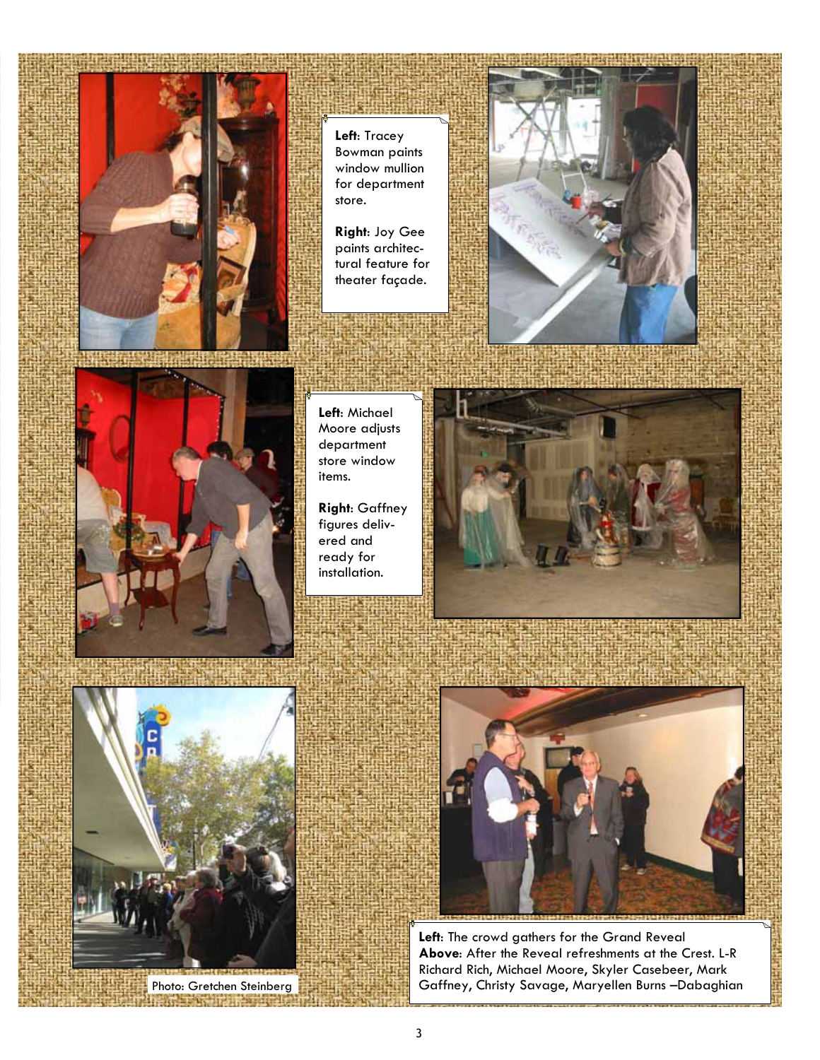**Left**: Tracey Bowman paints window mullion for department store.

**Right**: Joy Gee paints architectural feature for theater façade.

**Left**: Michael Moore adjusts department store window items.

**Right**: Gaffney figures delivered and ready for installation.

Photo: Gretchen Steinberg

**Left**: The crowd gathers for the Grand Reveal
**Above**: After the Reveal refreshments at the Crest. L-R Richard Rich, Michael Moore, Skyler Casebeer, Mark Gaffney, Christy Savage, Maryellen Burns –Dabaghian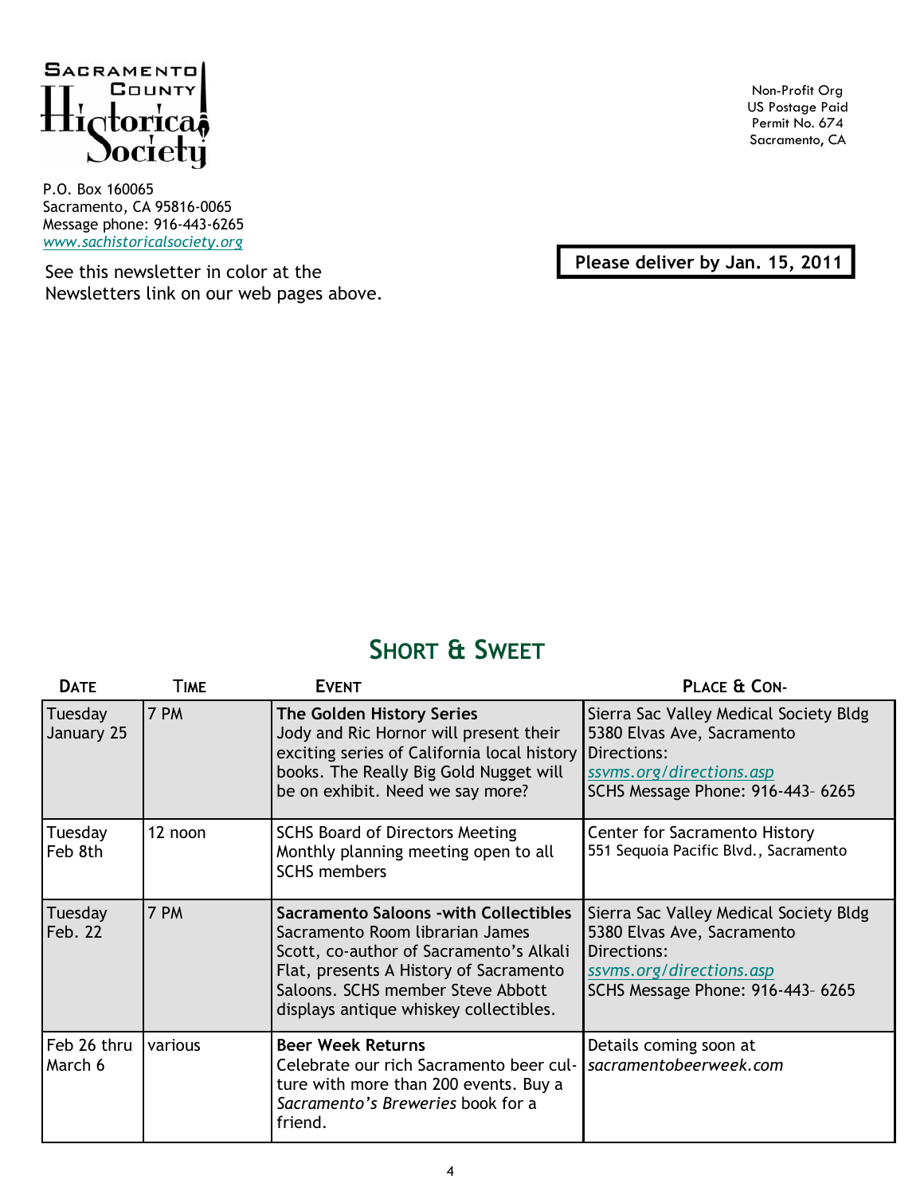Sacramento County Historical Society

P.O. Box 160065
Sacramento, CA 95816-0065
Message phone: 916-443-6265
*www.sachistoricalsociety.org*

See this newsletter in color at the Newsletters link on our web pages above.

Non-Profit Org
US Postage Paid
Permit No. 674
Sacramento, CA

**Please deliver by Jan. 15, 2011**

## Short & Sweet

| Date | Time | Event | Place & Con- |
|---|---|---|---|
| Tuesday January 25 | 7 PM | **The Golden History Series** Jody and Ric Hornor will present their exciting series of California local history books. The Really Big Gold Nugget will be on exhibit. Need we say more? | Sierra Sac Valley Medical Society Bldg 5380 Elvas Ave, Sacramento Directions: *ssvms.org/directions.asp* SCHS Message Phone: 916-443- 6265 |
| Tuesday Feb 8th | 12 noon | SCHS Board of Directors Meeting Monthly planning meeting open to all SCHS members | Center for Sacramento History 551 Sequoia Pacific Blvd., Sacramento |
| Tuesday Feb. 22 | 7 PM | **Sacramento Saloons -with Collectibles** Sacramento Room librarian James Scott, co-author of Sacramento's Alkali Flat, presents A History of Sacramento Saloons. SCHS member Steve Abbott displays antique whiskey collectibles. | Sierra Sac Valley Medical Society Bldg 5380 Elvas Ave, Sacramento Directions: *ssvms.org/directions.asp* SCHS Message Phone: 916-443- 6265 |
| Feb 26 thru March 6 | various | **Beer Week Returns** Celebrate our rich Sacramento beer culture with more than 200 events. Buy a *Sacramento's Breweries* book for a friend. | Details coming soon at *sacramentobeerweek.com* |